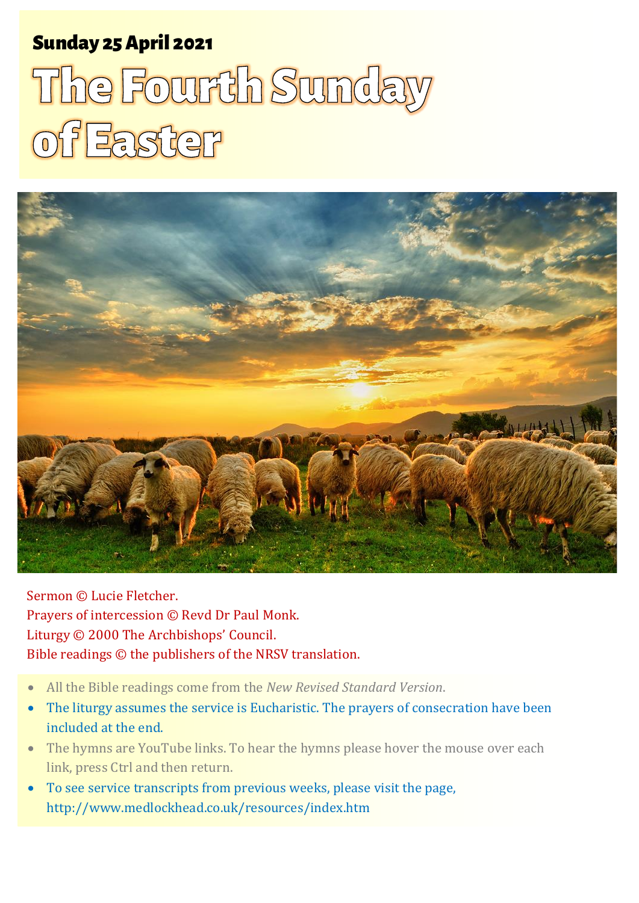**Sunday 25 April 2021**

# The Fourth Sunday of Easter

Sermon © Lucie Fletcher.
Prayers of intercession © Revd Dr Paul Monk.
Liturgy © 2000 The Archbishops' Council.
Bible readings © the publishers of the NRSV translation.

- All the Bible readings come from the *New Revised Standard Version*.
- The liturgy assumes the service is Eucharistic. The prayers of consecration have been included at the end.
- The hymns are YouTube links. To hear the hymns please hover the mouse over each link, press Ctrl and then return.
- To see service transcripts from previous weeks, please visit the page, http://www.medlockhead.co.uk/resources/index.htm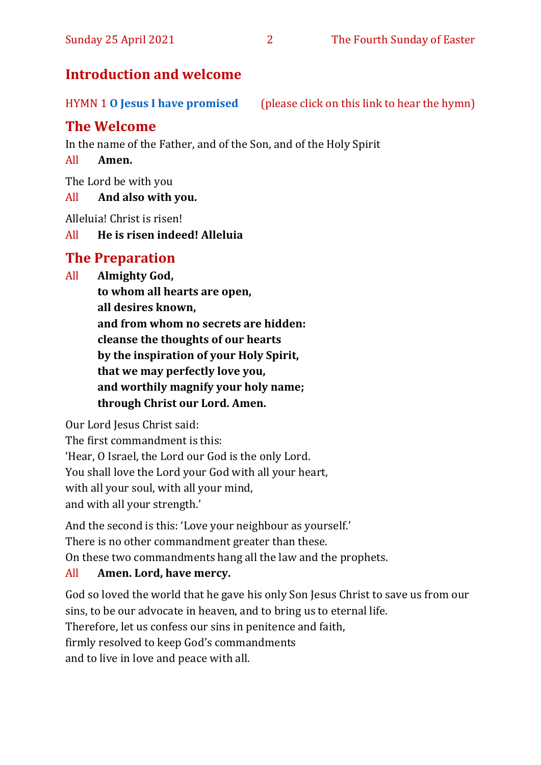## Introduction and welcome

HYMN 1 **O Jesus I have promised** (please click on this link to hear the hymn)

## The Welcome

In the name of the Father, and of the Son, and of the Holy Spirit

All **Amen.**

The Lord be with you

All **And also with you.**

Alleluia! Christ is risen!

All **He is risen indeed! Alleluia**

## The Preparation

All **Almighty God,**
**to whom all hearts are open,**
**all desires known,**
**and from whom no secrets are hidden:**
**cleanse the thoughts of our hearts**
**by the inspiration of your Holy Spirit,**
**that we may perfectly love you,**
**and worthily magnify your holy name;**
**through Christ our Lord. Amen.**

Our Lord Jesus Christ said:
The first commandment is this:
'Hear, O Israel, the Lord our God is the only Lord.
You shall love the Lord your God with all your heart,
with all your soul, with all your mind,
and with all your strength.'

And the second is this: 'Love your neighbour as yourself.'
There is no other commandment greater than these.
On these two commandments hang all the law and the prophets.

All **Amen. Lord, have mercy.**

God so loved the world that he gave his only Son Jesus Christ to save us from our sins, to be our advocate in heaven, and to bring us to eternal life.
Therefore, let us confess our sins in penitence and faith,
firmly resolved to keep God's commandments
and to live in love and peace with all.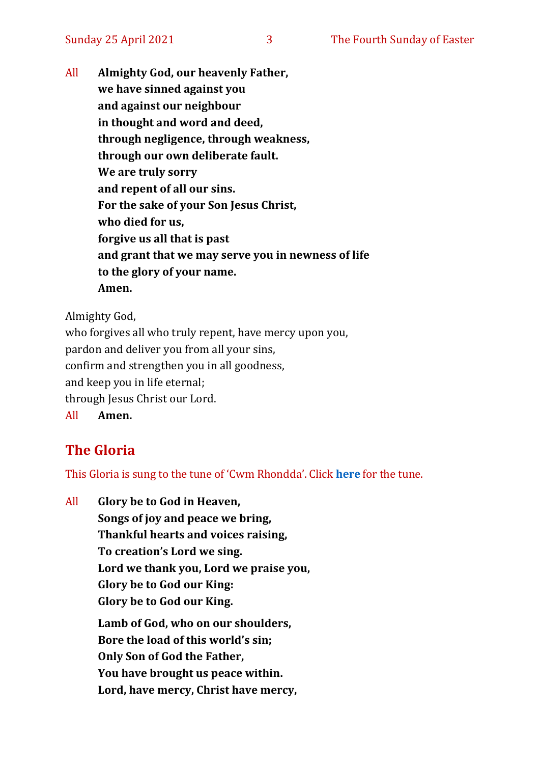All **Almighty God, our heavenly Father,**
**we have sinned against you**
**and against our neighbour**
**in thought and word and deed,**
**through negligence, through weakness,**
**through our own deliberate fault.**
**We are truly sorry**
**and repent of all our sins.**
**For the sake of your Son Jesus Christ,**
**who died for us,**
**forgive us all that is past**
**and grant that we may serve you in newness of life**
**to the glory of your name.**
**Amen.**

Almighty God,
who forgives all who truly repent, have mercy upon you,
pardon and deliver you from all your sins,
confirm and strengthen you in all goodness,
and keep you in life eternal;
through Jesus Christ our Lord.
All **Amen.**

## The Gloria

This Gloria is sung to the tune of 'Cwm Rhondda'. Click **here** for the tune.

All **Glory be to God in Heaven,**
**Songs of joy and peace we bring,**
**Thankful hearts and voices raising,**
**To creation's Lord we sing.**
**Lord we thank you, Lord we praise you,**
**Glory be to God our King:**
**Glory be to God our King.**

**Lamb of God, who on our shoulders,**
**Bore the load of this world's sin;**
**Only Son of God the Father,**
**You have brought us peace within.**
**Lord, have mercy, Christ have mercy,**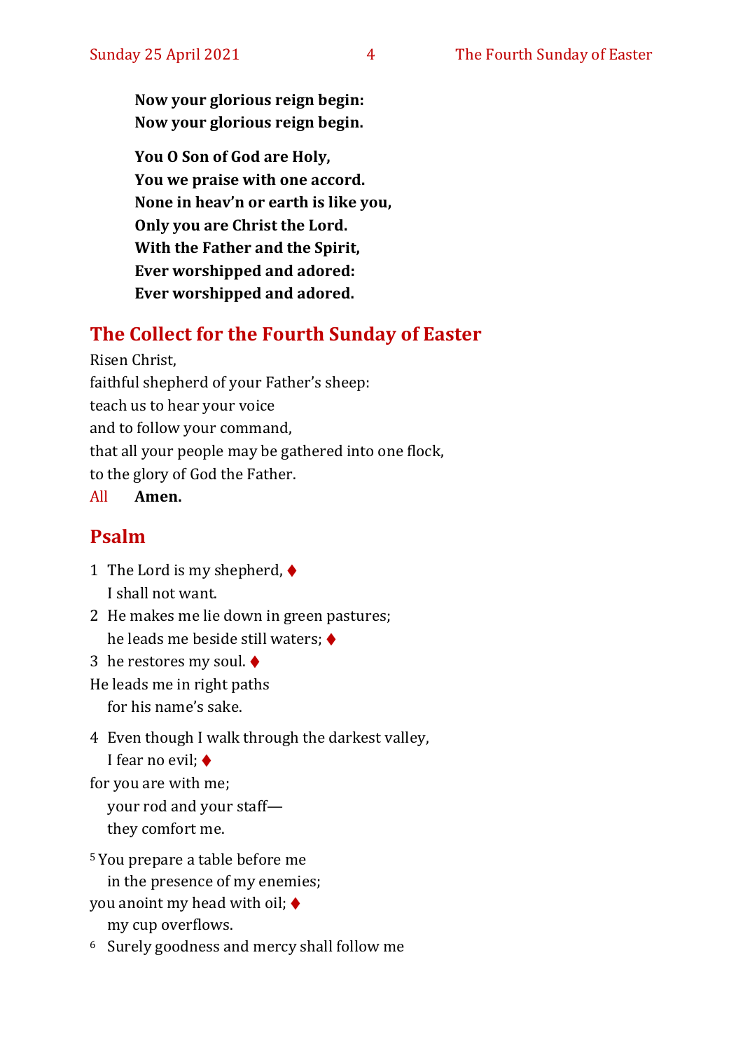**Now your glorious reign begin:**
**Now your glorious reign begin.**

**You O Son of God are Holy,**
**You we praise with one accord.**
**None in heav'n or earth is like you,**
**Only you are Christ the Lord.**
**With the Father and the Spirit,**
**Ever worshipped and adored:**
**Ever worshipped and adored.**

## The Collect for the Fourth Sunday of Easter

Risen Christ,
faithful shepherd of your Father's sheep:
teach us to hear your voice
and to follow your command,
that all your people may be gathered into one flock,
to the glory of God the Father.
All **Amen.**

## Psalm

1 The Lord is my shepherd, ♦
I shall not want.
2 He makes me lie down in green pastures;
he leads me beside still waters; ♦
3 he restores my soul. ♦
He leads me in right paths
for his name's sake.

4 Even though I walk through the darkest valley,
I fear no evil; ♦
for you are with me;
your rod and your staff—
they comfort me.

5 You prepare a table before me
in the presence of my enemies;
you anoint my head with oil; ♦
my cup overflows.
6 Surely goodness and mercy shall follow me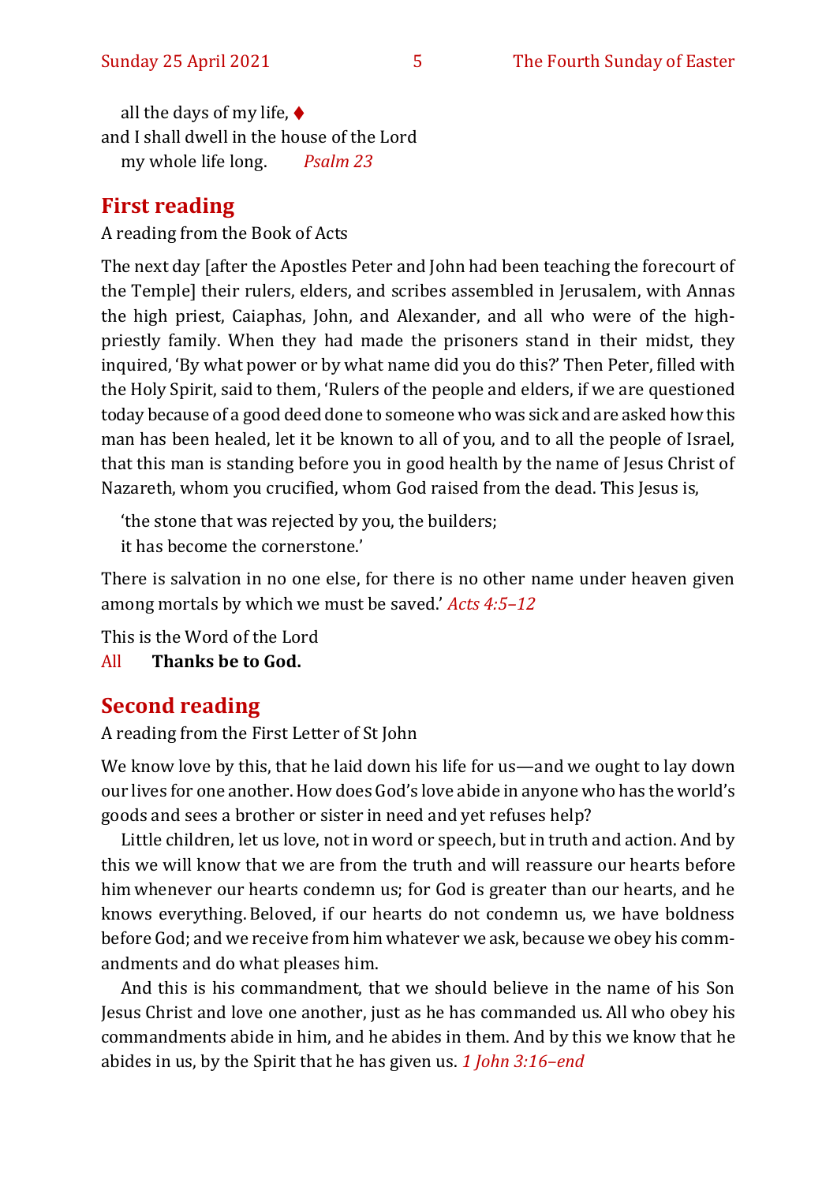all the days of my life, ♦  
and I shall dwell in the house of the Lord  
my whole life long. *Psalm 23*

## First reading

A reading from the Book of Acts

The next day [after the Apostles Peter and John had been teaching the forecourt of the Temple] their rulers, elders, and scribes assembled in Jerusalem, with Annas the high priest, Caiaphas, John, and Alexander, and all who were of the high-priestly family. When they had made the prisoners stand in their midst, they inquired, 'By what power or by what name did you do this?' Then Peter, filled with the Holy Spirit, said to them, 'Rulers of the people and elders, if we are questioned today because of a good deed done to someone who was sick and are asked how this man has been healed, let it be known to all of you, and to all the people of Israel, that this man is standing before you in good health by the name of Jesus Christ of Nazareth, whom you crucified, whom God raised from the dead. This Jesus is,

'the stone that was rejected by you, the builders;  
it has become the cornerstone.'

There is salvation in no one else, for there is no other name under heaven given among mortals by which we must be saved.' *Acts 4:5–12*

This is the Word of the Lord  
All **Thanks be to God.**

## Second reading

A reading from the First Letter of St John

We know love by this, that he laid down his life for us—and we ought to lay down our lives for one another. How does God's love abide in anyone who has the world's goods and sees a brother or sister in need and yet refuses help?

Little children, let us love, not in word or speech, but in truth and action. And by this we will know that we are from the truth and will reassure our hearts before him whenever our hearts condemn us; for God is greater than our hearts, and he knows everything. Beloved, if our hearts do not condemn us, we have boldness before God; and we receive from him whatever we ask, because we obey his commandments and do what pleases him.

And this is his commandment, that we should believe in the name of his Son Jesus Christ and love one another, just as he has commanded us. All who obey his commandments abide in him, and he abides in them. And by this we know that he abides in us, by the Spirit that he has given us. *1 John 3:16–end*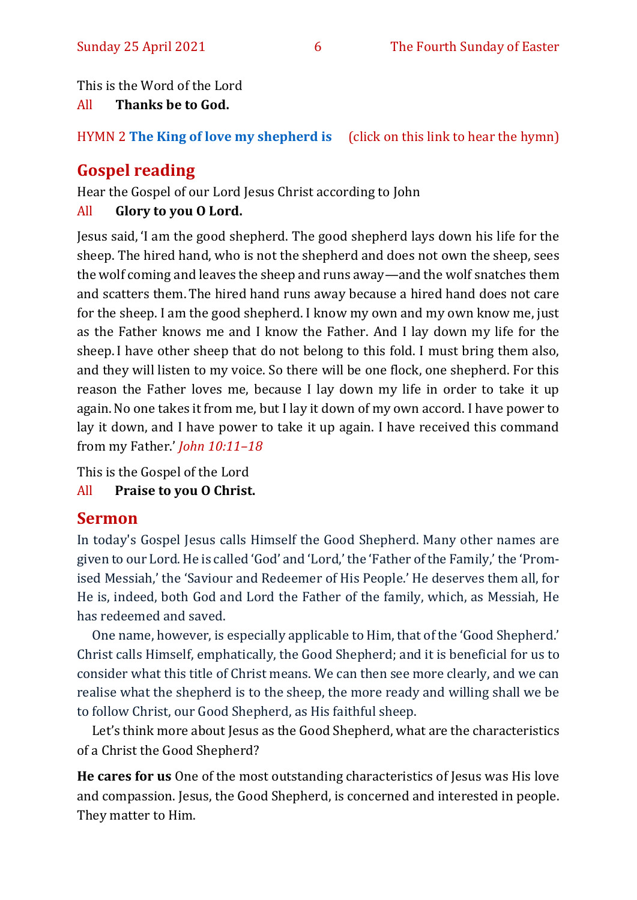This is the Word of the Lord

All **Thanks be to God.**

HYMN 2 **The King of love my shepherd is** (click on this link to hear the hymn)

## Gospel reading

Hear the Gospel of our Lord Jesus Christ according to John

All **Glory to you O Lord.**

Jesus said, 'I am the good shepherd. The good shepherd lays down his life for the sheep. The hired hand, who is not the shepherd and does not own the sheep, sees the wolf coming and leaves the sheep and runs away—and the wolf snatches them and scatters them. The hired hand runs away because a hired hand does not care for the sheep. I am the good shepherd. I know my own and my own know me, just as the Father knows me and I know the Father. And I lay down my life for the sheep. I have other sheep that do not belong to this fold. I must bring them also, and they will listen to my voice. So there will be one flock, one shepherd. For this reason the Father loves me, because I lay down my life in order to take it up again. No one takes it from me, but I lay it down of my own accord. I have power to lay it down, and I have power to take it up again. I have received this command from my Father.' *John 10:11–18*

This is the Gospel of the Lord

All **Praise to you O Christ.**

## Sermon

In today's Gospel Jesus calls Himself the Good Shepherd. Many other names are given to our Lord. He is called 'God' and 'Lord,' the 'Father of the Family,' the 'Promised Messiah,' the 'Saviour and Redeemer of His People.' He deserves them all, for He is, indeed, both God and Lord the Father of the family, which, as Messiah, He has redeemed and saved.

One name, however, is especially applicable to Him, that of the 'Good Shepherd.' Christ calls Himself, emphatically, the Good Shepherd; and it is beneficial for us to consider what this title of Christ means. We can then see more clearly, and we can realise what the shepherd is to the sheep, the more ready and willing shall we be to follow Christ, our Good Shepherd, as His faithful sheep.

Let's think more about Jesus as the Good Shepherd, what are the characteristics of a Christ the Good Shepherd?

**He cares for us** One of the most outstanding characteristics of Jesus was His love and compassion. Jesus, the Good Shepherd, is concerned and interested in people. They matter to Him.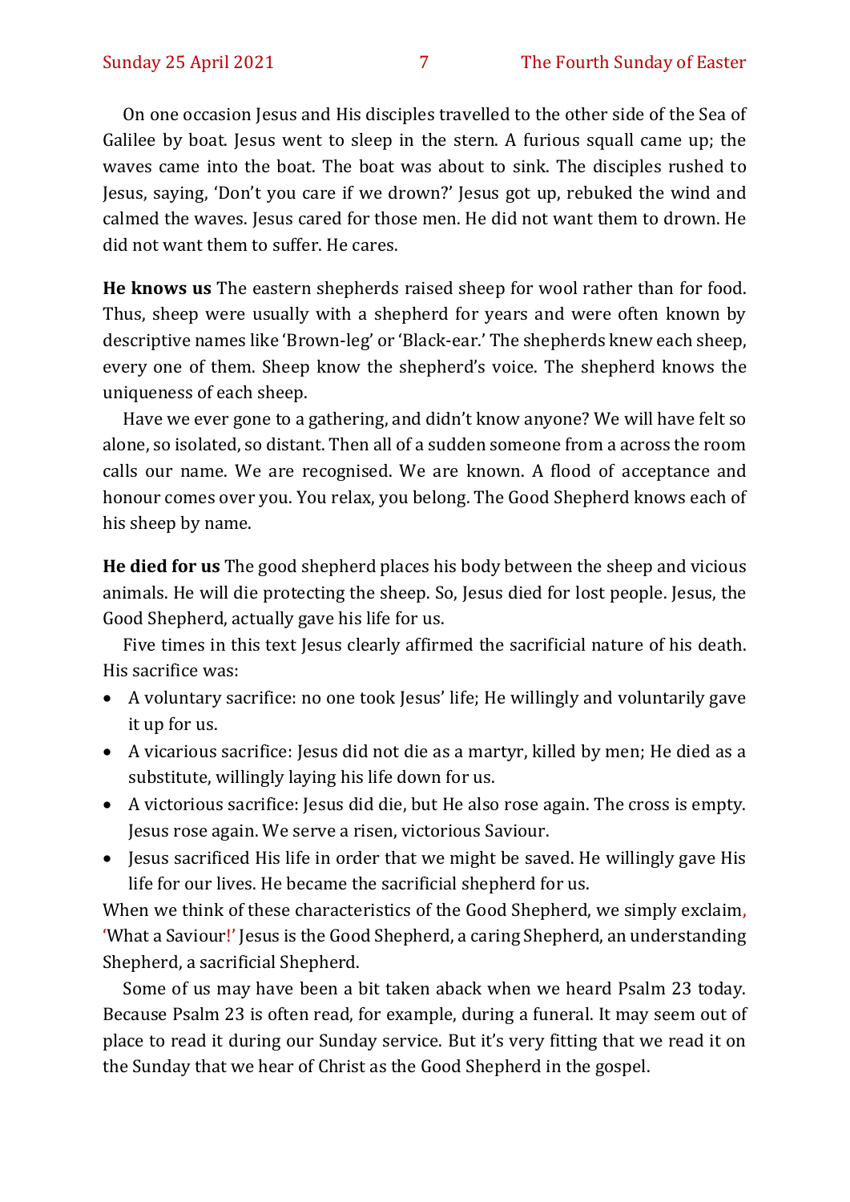On one occasion Jesus and His disciples travelled to the other side of the Sea of Galilee by boat. Jesus went to sleep in the stern. A furious squall came up; the waves came into the boat. The boat was about to sink. The disciples rushed to Jesus, saying, 'Don't you care if we drown?' Jesus got up, rebuked the wind and calmed the waves. Jesus cared for those men. He did not want them to drown. He did not want them to suffer. He cares.

**He knows us** The eastern shepherds raised sheep for wool rather than for food. Thus, sheep were usually with a shepherd for years and were often known by descriptive names like 'Brown-leg' or 'Black-ear.' The shepherds knew each sheep, every one of them. Sheep know the shepherd's voice. The shepherd knows the uniqueness of each sheep.

Have we ever gone to a gathering, and didn't know anyone? We will have felt so alone, so isolated, so distant. Then all of a sudden someone from a across the room calls our name. We are recognised. We are known. A flood of acceptance and honour comes over you. You relax, you belong. The Good Shepherd knows each of his sheep by name.

**He died for us** The good shepherd places his body between the sheep and vicious animals. He will die protecting the sheep. So, Jesus died for lost people. Jesus, the Good Shepherd, actually gave his life for us.

Five times in this text Jesus clearly affirmed the sacrificial nature of his death. His sacrifice was:

- A voluntary sacrifice: no one took Jesus' life; He willingly and voluntarily gave it up for us.
- A vicarious sacrifice: Jesus did not die as a martyr, killed by men; He died as a substitute, willingly laying his life down for us.
- A victorious sacrifice: Jesus did die, but He also rose again. The cross is empty. Jesus rose again. We serve a risen, victorious Saviour.
- Jesus sacrificed His life in order that we might be saved. He willingly gave His life for our lives. He became the sacrificial shepherd for us.

When we think of these characteristics of the Good Shepherd, we simply exclaim, 'What a Saviour!' Jesus is the Good Shepherd, a caring Shepherd, an understanding Shepherd, a sacrificial Shepherd.

Some of us may have been a bit taken aback when we heard Psalm 23 today. Because Psalm 23 is often read, for example, during a funeral. It may seem out of place to read it during our Sunday service. But it's very fitting that we read it on the Sunday that we hear of Christ as the Good Shepherd in the gospel.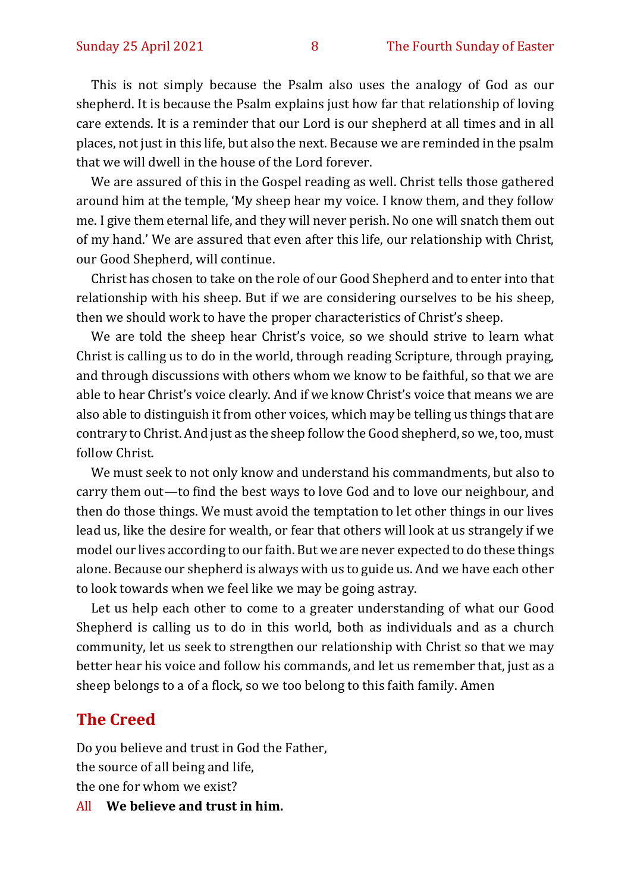This is not simply because the Psalm also uses the analogy of God as our shepherd. It is because the Psalm explains just how far that relationship of loving care extends. It is a reminder that our Lord is our shepherd at all times and in all places, not just in this life, but also the next. Because we are reminded in the psalm that we will dwell in the house of the Lord forever.

We are assured of this in the Gospel reading as well. Christ tells those gathered around him at the temple, 'My sheep hear my voice. I know them, and they follow me. I give them eternal life, and they will never perish. No one will snatch them out of my hand.' We are assured that even after this life, our relationship with Christ, our Good Shepherd, will continue.

Christ has chosen to take on the role of our Good Shepherd and to enter into that relationship with his sheep. But if we are considering ourselves to be his sheep, then we should work to have the proper characteristics of Christ's sheep.

We are told the sheep hear Christ's voice, so we should strive to learn what Christ is calling us to do in the world, through reading Scripture, through praying, and through discussions with others whom we know to be faithful, so that we are able to hear Christ's voice clearly. And if we know Christ's voice that means we are also able to distinguish it from other voices, which may be telling us things that are contrary to Christ. And just as the sheep follow the Good shepherd, so we, too, must follow Christ.

We must seek to not only know and understand his commandments, but also to carry them out—to find the best ways to love God and to love our neighbour, and then do those things. We must avoid the temptation to let other things in our lives lead us, like the desire for wealth, or fear that others will look at us strangely if we model our lives according to our faith. But we are never expected to do these things alone. Because our shepherd is always with us to guide us. And we have each other to look towards when we feel like we may be going astray.

Let us help each other to come to a greater understanding of what our Good Shepherd is calling us to do in this world, both as individuals and as a church community, let us seek to strengthen our relationship with Christ so that we may better hear his voice and follow his commands, and let us remember that, just as a sheep belongs to a of a flock, so we too belong to this faith family. Amen

## The Creed

Do you believe and trust in God the Father,
the source of all being and life,
the one for whom we exist?

All **We believe and trust in him.**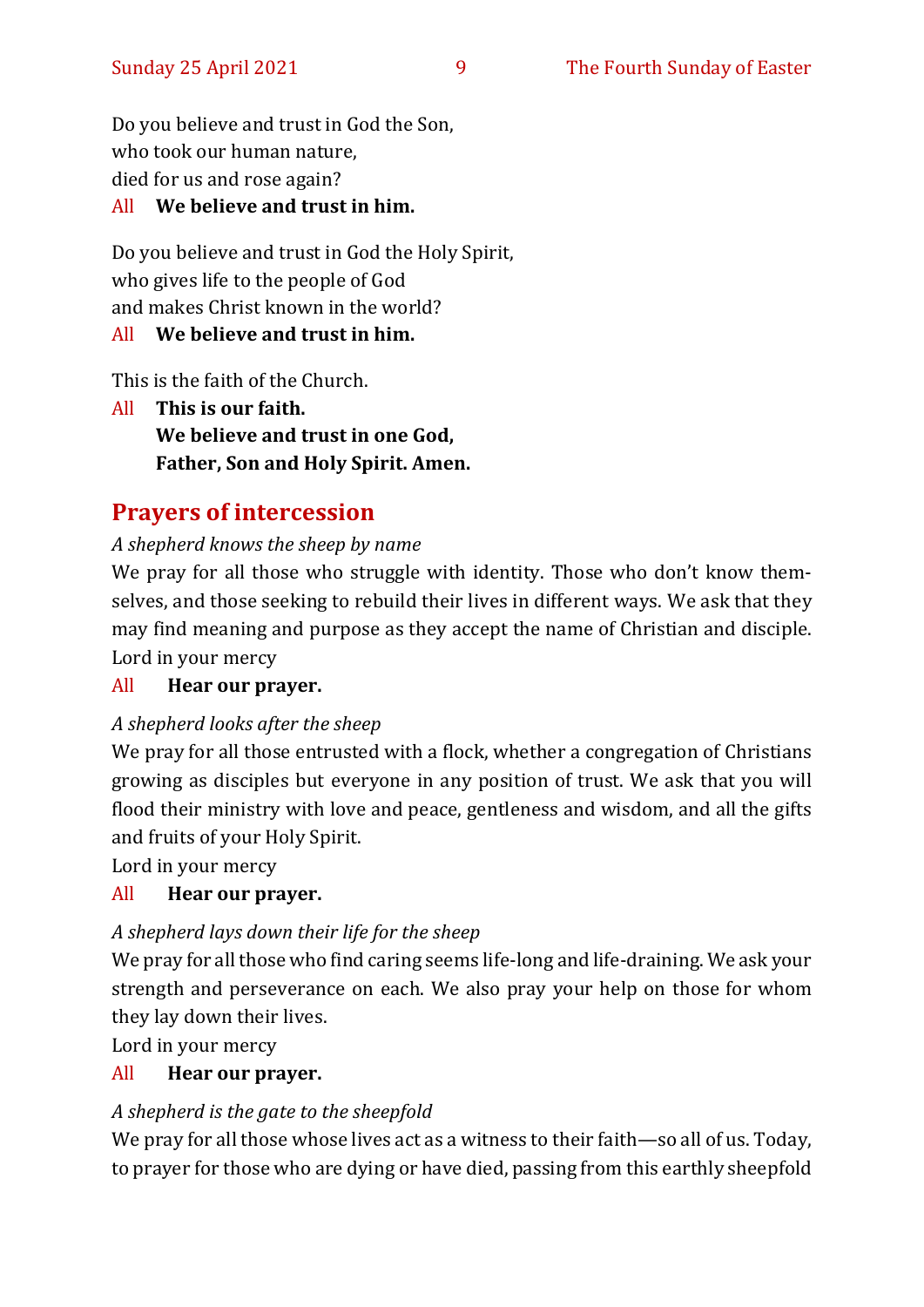Do you believe and trust in God the Son,
who took our human nature,
died for us and rose again?

All **We believe and trust in him.**

Do you believe and trust in God the Holy Spirit,
who gives life to the people of God
and makes Christ known in the world?

All **We believe and trust in him.**

This is the faith of the Church.

All **This is our faith.**
**We believe and trust in one God,**
**Father, Son and Holy Spirit. Amen.**

## Prayers of intercession

*A shepherd knows the sheep by name*

We pray for all those who struggle with identity. Those who don't know themselves, and those seeking to rebuild their lives in different ways. We ask that they may find meaning and purpose as they accept the name of Christian and disciple.
Lord in your mercy

All **Hear our prayer.**

*A shepherd looks after the sheep*

We pray for all those entrusted with a flock, whether a congregation of Christians growing as disciples but everyone in any position of trust. We ask that you will flood their ministry with love and peace, gentleness and wisdom, and all the gifts and fruits of your Holy Spirit.
Lord in your mercy

All **Hear our prayer.**

*A shepherd lays down their life for the sheep*

We pray for all those who find caring seems life-long and life-draining. We ask your strength and perseverance on each. We also pray your help on those for whom they lay down their lives.
Lord in your mercy

All **Hear our prayer.**

*A shepherd is the gate to the sheepfold*

We pray for all those whose lives act as a witness to their faith—so all of us. Today, to prayer for those who are dying or have died, passing from this earthly sheepfold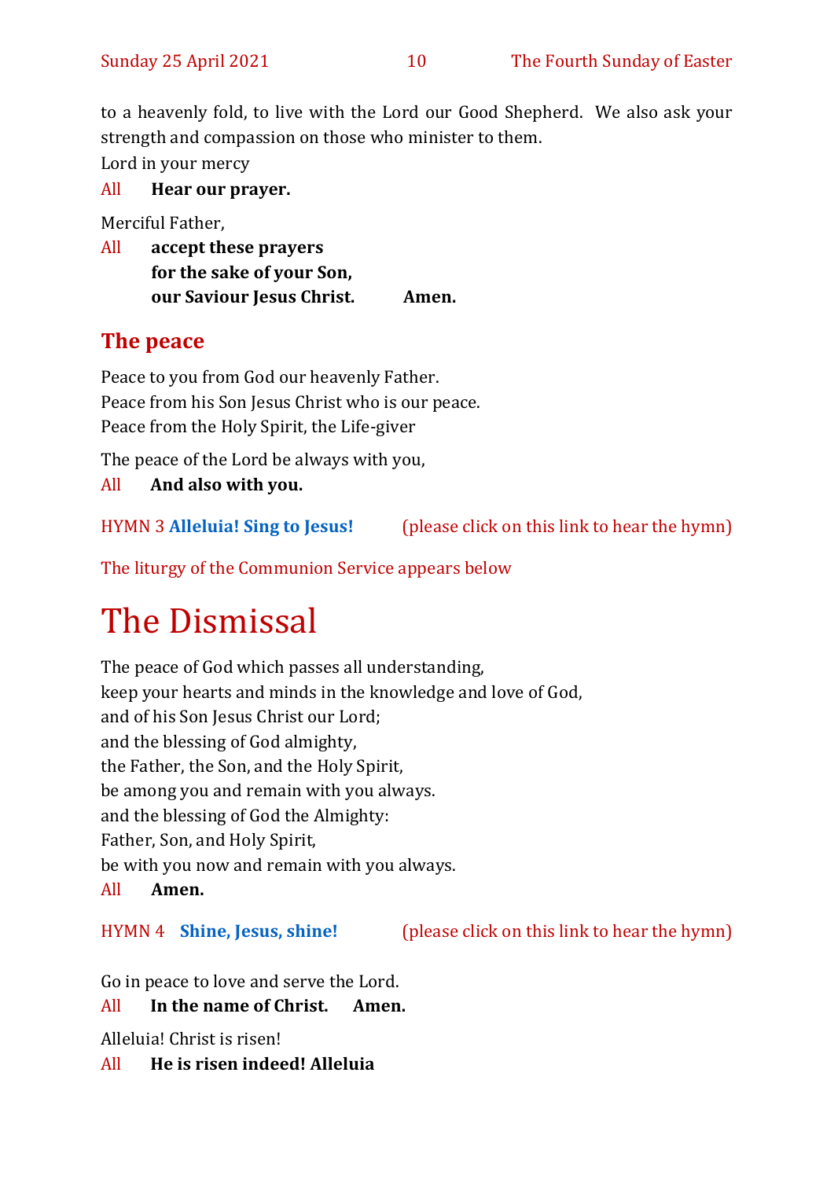to a heavenly fold, to live with the Lord our Good Shepherd. We also ask your strength and compassion on those who minister to them.

Lord in your mercy

All **Hear our prayer.**

Merciful Father,

All **accept these prayers**
**for the sake of your Son,**
**our Saviour Jesus Christ. Amen.**

## The peace

Peace to you from God our heavenly Father.
Peace from his Son Jesus Christ who is our peace.
Peace from the Holy Spirit, the Life-giver

The peace of the Lord be always with you,

All **And also with you.**

HYMN 3 **Alleluia! Sing to Jesus!** (please click on this link to hear the hymn)

The liturgy of the Communion Service appears below

# The Dismissal

The peace of God which passes all understanding,
keep your hearts and minds in the knowledge and love of God,
and of his Son Jesus Christ our Lord;
and the blessing of God almighty,
the Father, the Son, and the Holy Spirit,
be among you and remain with you always.
and the blessing of God the Almighty:
Father, Son, and Holy Spirit,
be with you now and remain with you always.

All **Amen.**

HYMN 4 **Shine, Jesus, shine!** (please click on this link to hear the hymn)

Go in peace to love and serve the Lord.

All **In the name of Christ. Amen.**

Alleluia! Christ is risen!

All **He is risen indeed! Alleluia**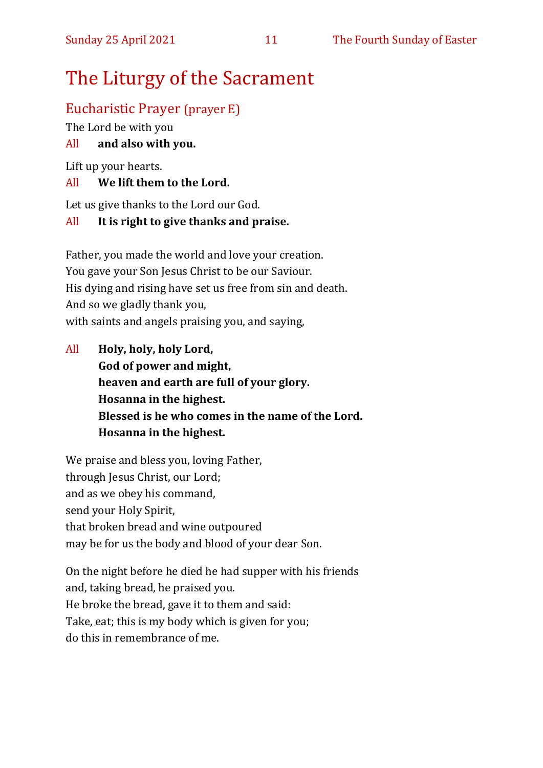# The Liturgy of the Sacrament

## Eucharistic Prayer (prayer E)

The Lord be with you

All **and also with you.**

Lift up your hearts.

All **We lift them to the Lord.**

Let us give thanks to the Lord our God.

All **It is right to give thanks and praise.**

Father, you made the world and love your creation.
You gave your Son Jesus Christ to be our Saviour.
His dying and rising have set us free from sin and death.
And so we gladly thank you,
with saints and angels praising you, and saying,

All **Holy, holy, holy Lord,**
**God of power and might,**
**heaven and earth are full of your glory.**
**Hosanna in the highest.**
**Blessed is he who comes in the name of the Lord.**
**Hosanna in the highest.**

We praise and bless you, loving Father,
through Jesus Christ, our Lord;
and as we obey his command,
send your Holy Spirit,
that broken bread and wine outpoured
may be for us the body and blood of your dear Son.

On the night before he died he had supper with his friends
and, taking bread, he praised you.
He broke the bread, gave it to them and said:
Take, eat; this is my body which is given for you;
do this in remembrance of me.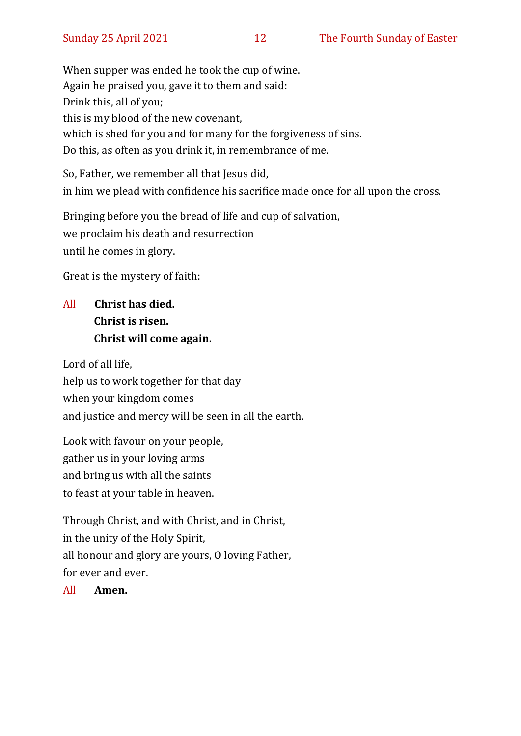When supper was ended he took the cup of wine.
Again he praised you, gave it to them and said:
Drink this, all of you;
this is my blood of the new covenant,
which is shed for you and for many for the forgiveness of sins.
Do this, as often as you drink it, in remembrance of me.

So, Father, we remember all that Jesus did,
in him we plead with confidence his sacrifice made once for all upon the cross.

Bringing before you the bread of life and cup of salvation,
we proclaim his death and resurrection
until he comes in glory.

Great is the mystery of faith:

All **Christ has died.**
**Christ is risen.**
**Christ will come again.**

Lord of all life,
help us to work together for that day
when your kingdom comes
and justice and mercy will be seen in all the earth.

Look with favour on your people,
gather us in your loving arms
and bring us with all the saints
to feast at your table in heaven.

Through Christ, and with Christ, and in Christ,
in the unity of the Holy Spirit,
all honour and glory are yours, O loving Father,
for ever and ever.

All **Amen.**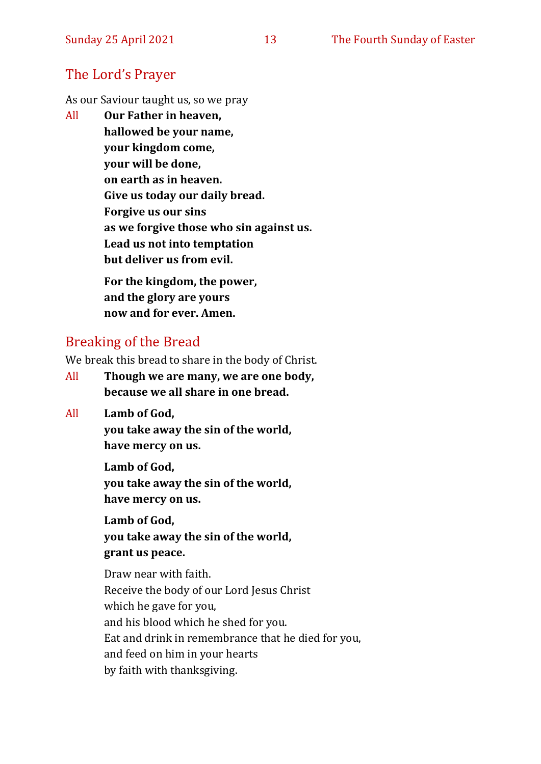## The Lord's Prayer

As our Saviour taught us, so we pray

All **Our Father in heaven,**
**hallowed be your name,**
**your kingdom come,**
**your will be done,**
**on earth as in heaven.**
**Give us today our daily bread.**
**Forgive us our sins**
**as we forgive those who sin against us.**
**Lead us not into temptation**
**but deliver us from evil.**

**For the kingdom, the power,**
**and the glory are yours**
**now and for ever. Amen.**

## Breaking of the Bread

We break this bread to share in the body of Christ.

All **Though we are many, we are one body,**
**because we all share in one bread.**

All **Lamb of God,**
**you take away the sin of the world,**
**have mercy on us.**

**Lamb of God,**
**you take away the sin of the world,**
**have mercy on us.**

**Lamb of God,**
**you take away the sin of the world,**
**grant us peace.**

Draw near with faith.
Receive the body of our Lord Jesus Christ
which he gave for you,
and his blood which he shed for you.
Eat and drink in remembrance that he died for you,
and feed on him in your hearts
by faith with thanksgiving.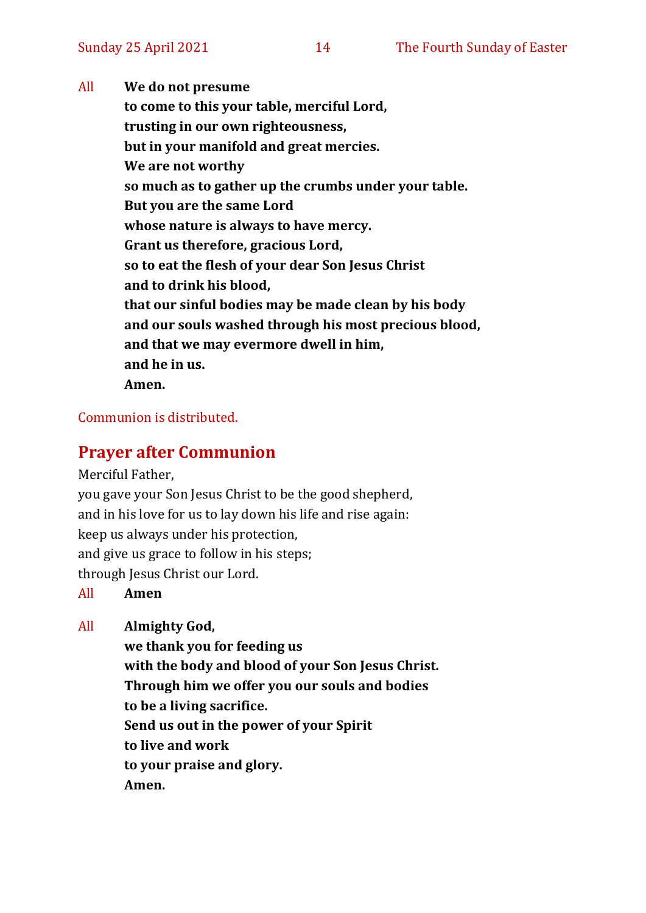All **We do not presume**
**to come to this your table, merciful Lord,**
**trusting in our own righteousness,**
**but in your manifold and great mercies.**
**We are not worthy**
**so much as to gather up the crumbs under your table.**
**But you are the same Lord**
**whose nature is always to have mercy.**
**Grant us therefore, gracious Lord,**
**so to eat the flesh of your dear Son Jesus Christ**
**and to drink his blood,**
**that our sinful bodies may be made clean by his body**
**and our souls washed through his most precious blood,**
**and that we may evermore dwell in him,**
**and he in us.**
**Amen.**

Communion is distributed.

## Prayer after Communion

Merciful Father,
you gave your Son Jesus Christ to be the good shepherd,
and in his love for us to lay down his life and rise again:
keep us always under his protection,
and give us grace to follow in his steps;
through Jesus Christ our Lord.

All **Amen**

All **Almighty God,**
**we thank you for feeding us**
**with the body and blood of your Son Jesus Christ.**
**Through him we offer you our souls and bodies**
**to be a living sacrifice.**
**Send us out in the power of your Spirit**
**to live and work**
**to your praise and glory.**
**Amen.**